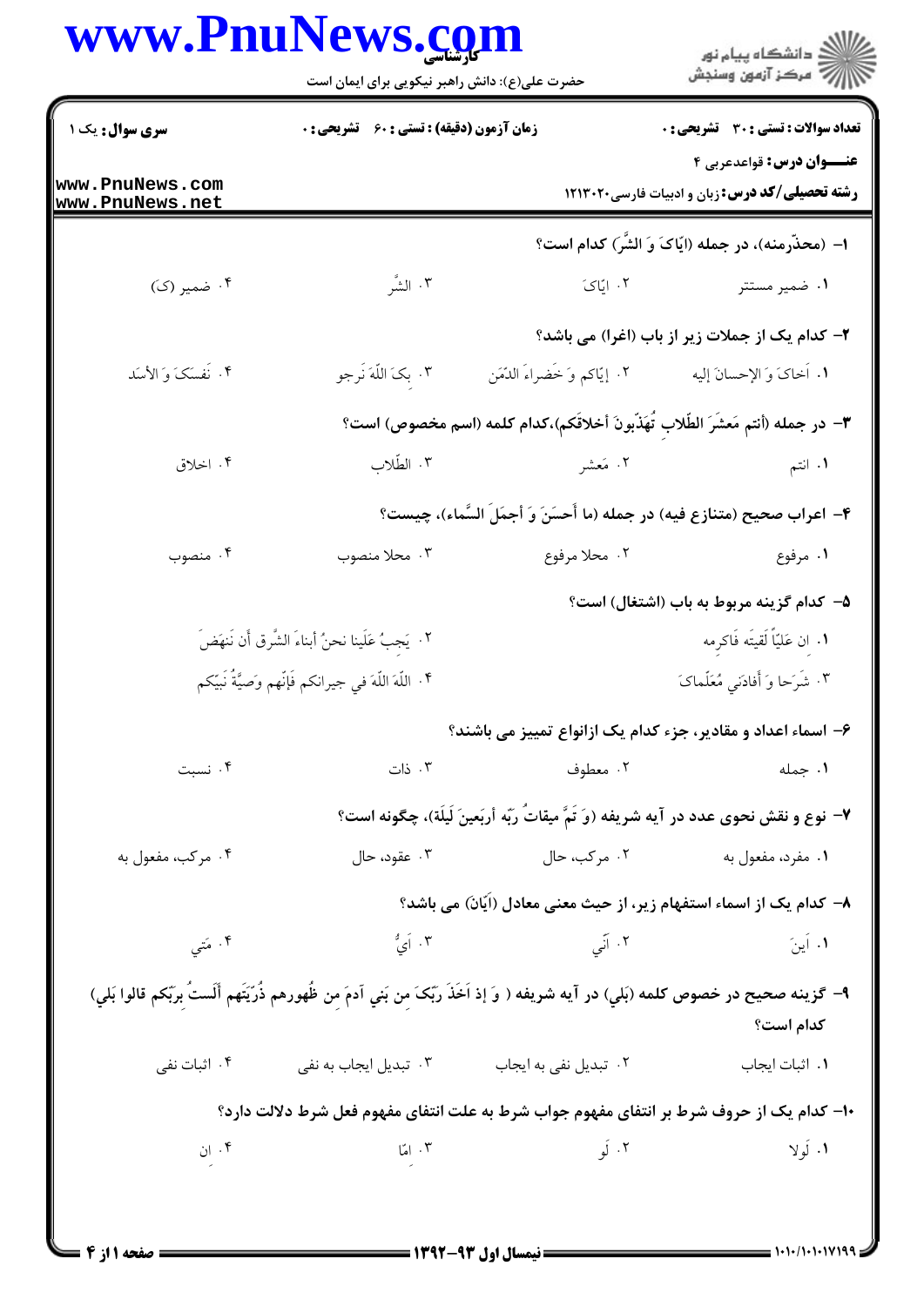**سری سوال:** یک ۱

**زمان آزمون (دقیقه) : تستی : ۶۰ تشریحی : ۰**

**تعداد سوالات : تستی : ۳۰ تشریحی : ۰**

**عنـــوان درس:** قواعدعربی ۴

**رشته تحصیلی/کد درس:** زبان و ادبیات فارسی۱۲۱۳۰۲۰

۱- (محذّرمنه)، در جمله (اِیّاکَ وَ الشَّرَّ) کدام است؟

۱. ضمیر مستتر ۲. اِیّاکَ ۳. الشَّرّ ۴. ضمیر (ک)

۲- کدام یک از جملات زیر از باب (اغرا) می باشد؟

۱. اَخاکَ وَ الإحسانَ إلیه ۲. إیّاکم وَ خَضراءَ الدِّمَن ۳. بِکَ اللّهَ نَرجو ۴. نَفسَکَ وَ الأسَد

۳- در جمله (أنتم مَعشَرَ الطّلابِ تُهَذّبونَ أخلاقَکم)،کدام کلمه (اسم مخصوص) است؟

۱. انتم ۲. مَعشر ۳. الطّلاب ۴. اخلاق

۴- اعراب صحیح (متنازع فیه) در جمله (ما أَحسَنَ وَ أجمَلَ السَّماء)، چیست؟

۱. مرفوع ۲. محلا مرفوع ۳. محلا منصوب ۴. منصوب

۵- کدام گزینه مربوط به باب (اشتغال) است؟

۱. ان عَلیّاً لَقیتَه فاکرِمه

۲. یَجِبُ عَلَینا نحنُ أبناءَ الشَّرق أن نَنهَضَ

۳. شَرَحا وَ أفادَنی مُعَلِّماکَ

۴. اللّهَ اللّهَ في جیرانکم فَإنّهم وَصیَّةُ نَبیّکم

۶- اسماء اعداد و مقادیر، جزء کدام یک ازانواع تمییز می باشند؟

۱. جمله ۲. معطوف ۳. ذات ۴. نسبت

۷- نوع و نقش نحوی عدد در آیه شریفه (وَ تَمَّ میقاتُ رَبِّه أربَعینَ لَیلَة)، چگونه است؟

۱. مفرد، مفعول به ۲. مرکب، حال ۳. عقود، حال ۴. مرکب، مفعول به

۸- کدام یک از اسماء استفهام زیر، از حیث معنی معادل (اَیّان) می باشد؟

۱. اَینَ ۲. اَنّي ۳. اَيُّ ۴. مَتَی

۹- گزینه صحیح در خصوص کلمه (بَلي) در آیه شریفه ( وَ إذ اَخَذَ رَبّکَ مِن بَني آدمَ مِن ظُهورهم ذُرّیّتَهم أَلَستُ بِرَبّکم قالوا بَلي) کدام است؟

۱. اثبات ایجاب ۲. تبدیل نفی به ایجاب ۳. تبدیل ایجاب به نفی ۴. اثبات نفی

۱۰- کدام یک از حروف شرط بر انتفای مفهوم جواب شرط به علت انتفای مفهوم فعل شرط دلالت دارد؟

۱. لَولا ۲. لَو ۳. امّا ۴. اِن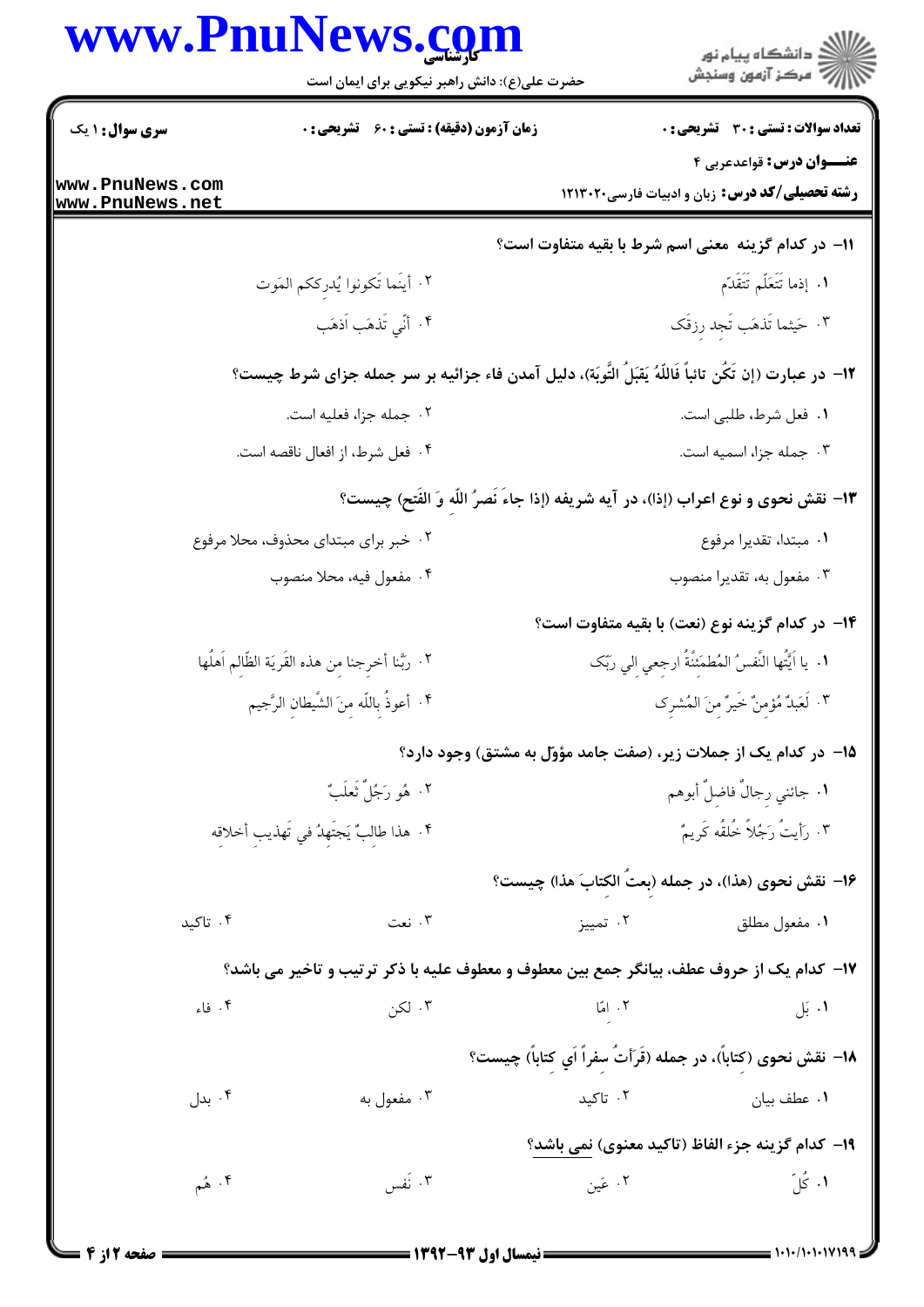سری سؤال: ۱ یک | زمان آزمون (دقیقه): تستی: ۶۰ تشریحی: ۰ | تعداد سؤالات: تستی: ۳۰ تشریحی: ۰

**عنوان درس:** قواعدعربی ۴

**رشته تحصیلی/کد درس:** زبان و ادبیات فارسی ۱۲۱۳۰۲۰

۱۱- در کدام گزینه معنی اسم شرط با بقیه متفاوت است؟

۱. إذما تَتَعَلَّم تَتَقَدَّم

۲. أينَما تَكونوا يُدرِككم المَوت

۳. حَيثما تَذهَب تَجِد رِزقَک

۴. أنّي تَذهَب اَذهَب

۱۲- در عبارت (إن تَكُن تائباً فَاللّهُ يَقبَلُ التَّوبَة)، دلیل آمدن فاء جزائیه بر سر جمله جزای شرط چیست؟

۱. فعل شرط، طلبی است.

۲. جمله جزا، فعلیه است.

۳. جمله جزا، اسمیه است.

۴. فعل شرط، از افعال ناقصه است.

۱۳- نقش نحوی و نوع اعراب (إذا)، در آیه شریفه (إذا جاءَ نَصرُ اللّهِ وَ الفَتح) چیست؟

۱. مبتدا، تقدیرا مرفوع

۲. خبر برای مبتدای محذوف، محلا مرفوع

۳. مفعول به، تقدیرا منصوب

۴. مفعول فیه، محلا منصوب

۱۴- در کدام گزینه نوع (نعت) با بقیه متفاوت است؟

۱. يا اَيَّتُها النَّفسُ المُطمَئِنَّةُ ارجعي الي رَبِّک

۲. رَبَّنا أخرِجنا من هذه القَريَة الظّالم اَهلُها

۳. لَعَبدٌ مُؤمِنٌ خَيرٌ مِنَ المُشرِک

۴. أعوذُ بِاللّه مِنَ الشَّيطان الرَّجيم

۱۵- در کدام یک از جملات زیر، (صفت جامد مؤوّل به مشتق) وجود دارد؟

۱. جائني رِجالٌ فاضِلٌ أبوهم

۲. هُو رَجُلٌ ثَعلَبٌ

۳. رَأيتُ رَجُلاً خُلقُه كَريمٌ

۴. هذا طالِبٌ يَجتَهِدُ في تَهذيبِ أخلاقِه

۱۶- نقش نحوی (هذا)، در جمله (بِعتُ الكِتابَ هذا) چیست؟

۱. مفعول مطلق

۲. تمییز

۳. نعت

۴. تاکید

۱۷- کدام یک از حروف عطف، بیانگر جمع بین معطوف و معطوف علیه با ذکر ترتیب و تاخیر می باشد؟

۱. بَل

۲. امّا

۳. لكن

۴. فاء

۱۸- نقش نحوی (كِتاباً)، در جمله (قَرَأتُ سِفراً اَي كِتاباً) چیست؟

۱. عطف بیان

۲. تاکید

۳. مفعول به

۴. بدل

۱۹- کدام گزینه جزء الفاظ (تاکید معنوی) نمی باشد؟

۱. كُلّ

۲. عَين

۳. نَفس

۴. هُم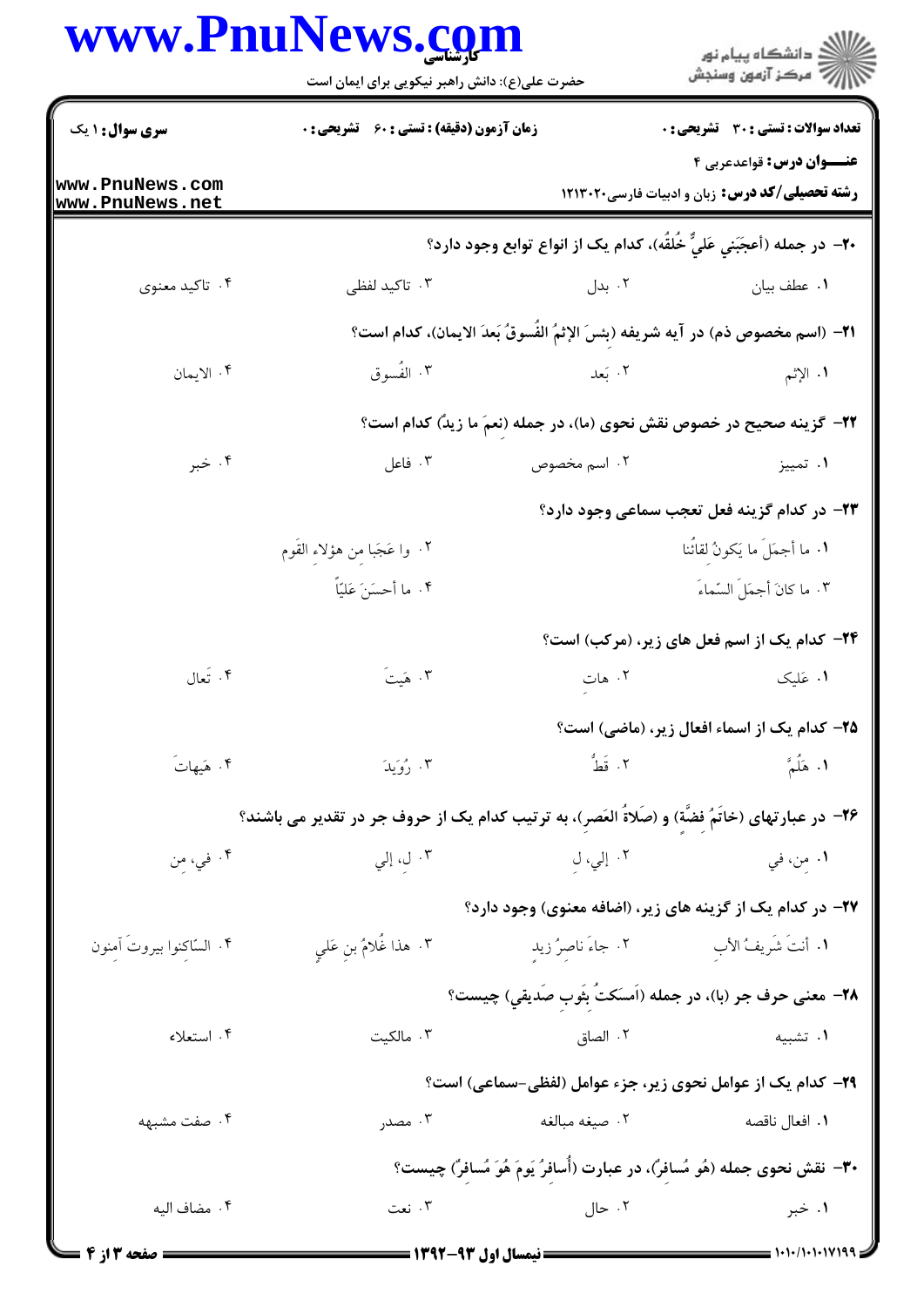**سری سوال:** ۱ یک

**زمان آزمون (دقیقه) : تستی : ۶۰ تشریحی : ۰**

**تعداد سوالات : تستی : ۳۰ تشریحی : ۰**

**عنوان درس:** قواعدعربی ۴

**رشته تحصیلی/کد درس:** زبان و ادبیات فارسی۱۲۱۳۰۲۰

**۲۰- در جمله (أعجَبَني عَليٌّ خُلقُه)، کدام یک از انواع توابع وجود دارد؟**

۱. عطف بیان
۲. بدل
۳. تاکید لفظی
۴. تاکید معنوی

**۲۱- (اسم مخصوص ذم) در آیه شریفه (بِئسَ الإثمُ الفُسوقُ بَعدَ الایمان)، کدام است؟**

۱. الإثم
۲. بَعد
۳. الفُسوق
۴. الایمان

**۲۲- گزینه صحیح در خصوص نقش نحوی (ما)، در جمله (نِعمَ ما زیدٌ) کدام است؟**

۱. تمییز
۲. اسم مخصوص
۳. فاعل
۴. خبر

**۲۳- در کدام گزینه فعل تعجب سماعی وجود دارد؟**

۱. ما أجمَلَ ما یَکونُ لقائُنا
۲. وا عَجَبا من هؤلاءِ القَوم
۳. ما کانَ أجمَلَ السَّماءَ
۴. ما أحسَنَ عَلیّاً

**۲۴- کدام یک از اسم فعل های زیر، (مرکب) است؟**

۱. عَلیک
۲. هات
۳. هَیتَ
۴. تَعال

**۲۵- کدام یک از اسماء افعال زیر، (ماضی) است؟**

۱. هَلُمَّ
۲. قَطُّ
۳. رُوَیدَ
۴. هَیهاتَ

**۲۶- در عبارتهای (خاتَمُ فِضَّةٍ) و (صَلاةُ العَصرِ)، به ترتیب کدام یک از حروف جر در تقدیر می باشند؟**

۱. من، في
۲. إلي، ل
۳. ل، إلي
۴. في، من

**۲۷- در کدام یک از گزینه های زیر، (اضافه معنوی) وجود دارد؟**

۱. أنتَ شَریفُ الأبِ
۲. جاءَ ناصرُ زیدٍ
۳. هذا غُلامُ بنِ عَليٍ
۴. السّاکنوا بیروتَ آمنون

**۲۸- معنی حرف جر (با)، در جمله (اَمسَکتُ بِثَوبِ صَدیقي) چیست؟**

۱. تشبیه
۲. الصاق
۳. مالکیت
۴. استعلاء

**۲۹- کدام یک از عوامل نحوی زیر، جزء عوامل (لفظی-سماعی) است؟**

۱. افعال ناقصه
۲. صیغه مبالغه
۳. مصدر
۴. صفت مشبهه

**۳۰- نقش نحوی جمله (هُوَ مُسافِرٌ)، در عبارت (أُسافِرُ یَومَ هُوَ مُسافِرٌ) چیست؟**

۱. خبر
۲. حال
۳. نعت
۴. مضاف الیه